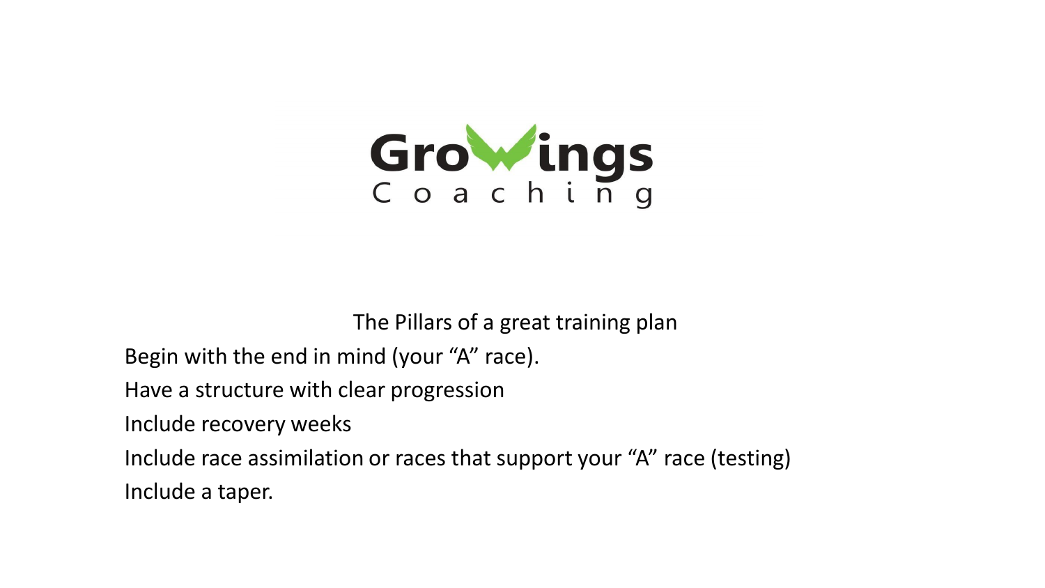GroWings

Coaching

## The Pillars of a great training plan

Begin with the end in mind (your “A” race).

Have a structure with clear progression

Include recovery weeks

Include race assimilation or races that support your “A” race (testing)

Include a taper.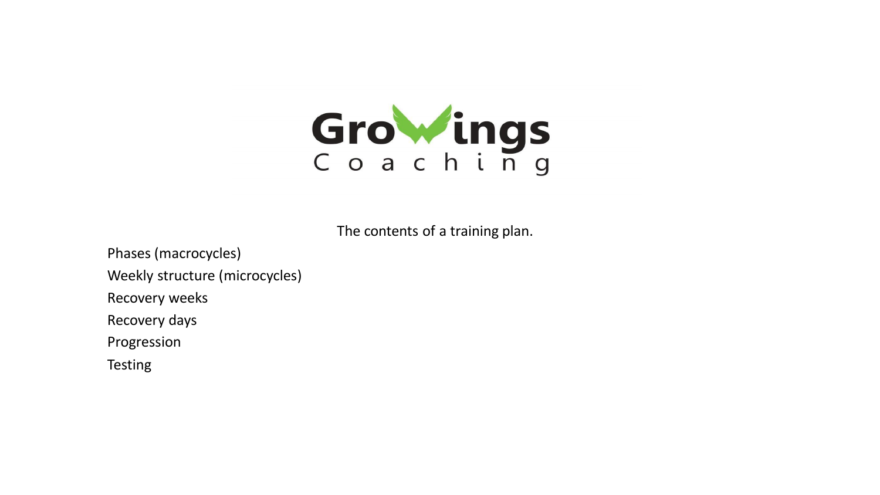GroWings Coaching

The contents of a training plan.

- Phases (macrocycles)
- Weekly structure (microcycles)
- Recovery weeks
- Recovery days
- Progression
- Testing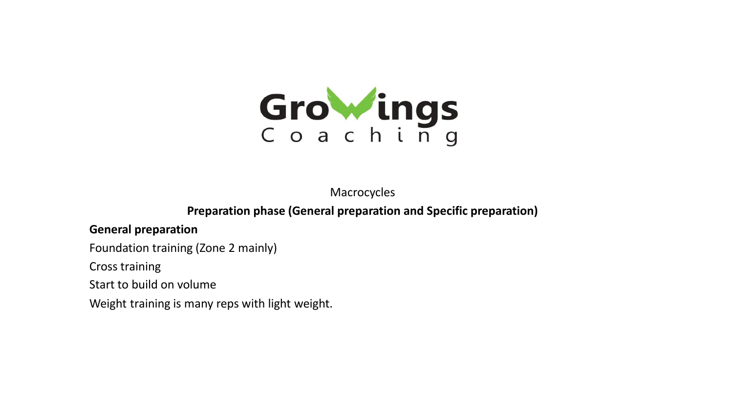GroWings Coaching

Macrocycles

**Preparation phase (General preparation and Specific preparation)**

**General preparation**

Foundation training (Zone 2 mainly)

Cross training

Start to build on volume

Weight training is many reps with light weight.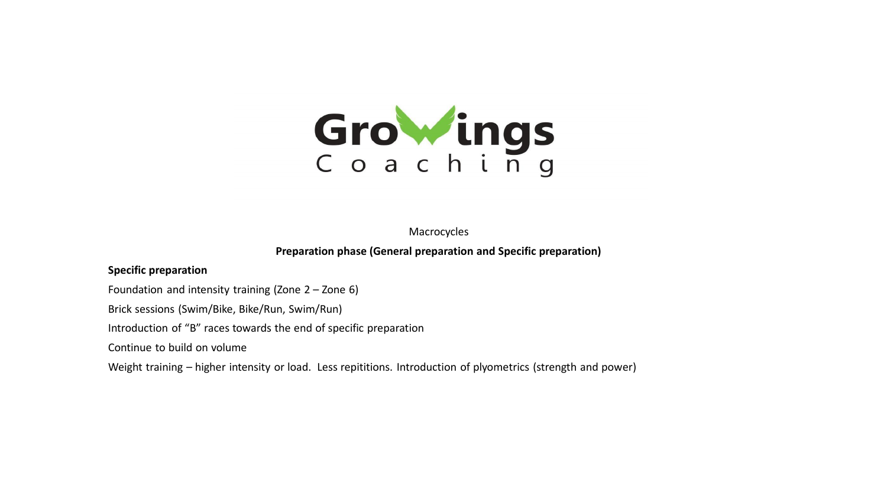Macrocycles

**Preparation phase (General preparation and Specific preparation)**

**Specific preparation**

Foundation and intensity training (Zone 2 – Zone 6)

Brick sessions (Swim/Bike, Bike/Run, Swim/Run)

Introduction of "B" races towards the end of specific preparation

Continue to build on volume

Weight training – higher intensity or load. Less repititions. Introduction of plyometrics (strength and power)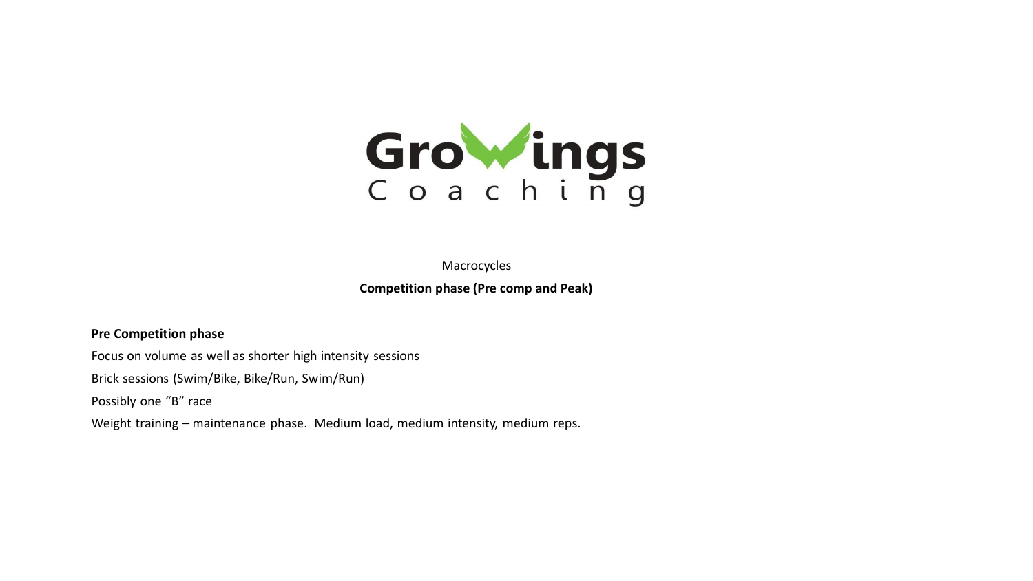GroWings Coaching

Macrocycles

**Competition phase (Pre comp and Peak)**

**Pre Competition phase**

Focus on volume as well as shorter high intensity sessions

Brick sessions (Swim/Bike, Bike/Run, Swim/Run)

Possibly one "B" race

Weight training – maintenance phase. Medium load, medium intensity, medium reps.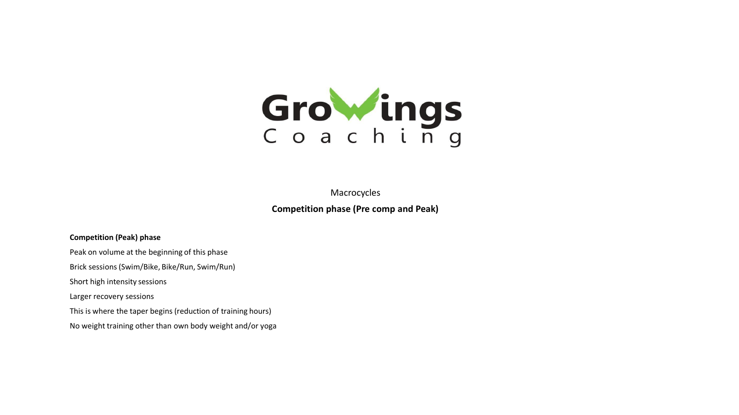Macrocycles

## Competition phase (Pre comp and Peak)

**Competition (Peak) phase**

Peak on volume at the beginning of this phase

Brick sessions (Swim/Bike, Bike/Run, Swim/Run)

Short high intensity sessions

Larger recovery sessions

This is where the taper begins (reduction of training hours)

No weight training other than own body weight and/or yoga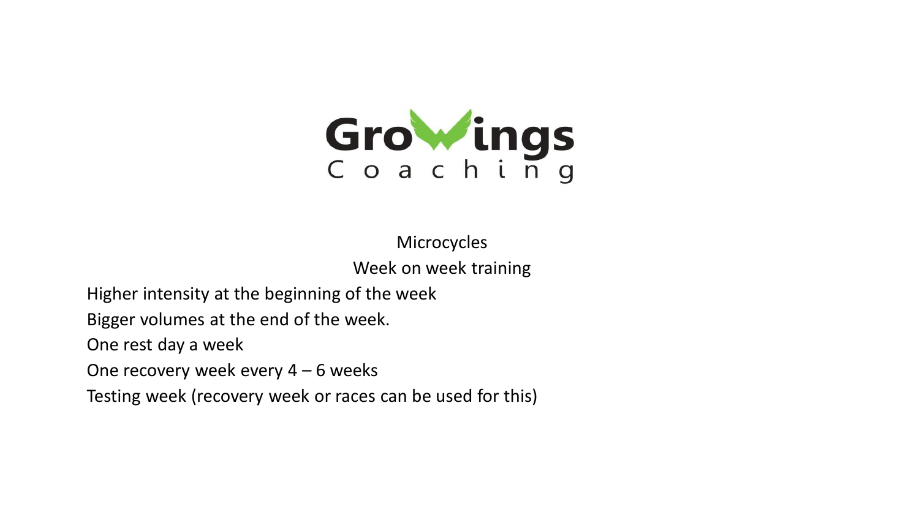GroWings Coaching

## Microcycles

### Week on week training

Higher intensity at the beginning of the week

Bigger volumes at the end of the week.

One rest day a week

One recovery week every 4 – 6 weeks

Testing week (recovery week or races can be used for this)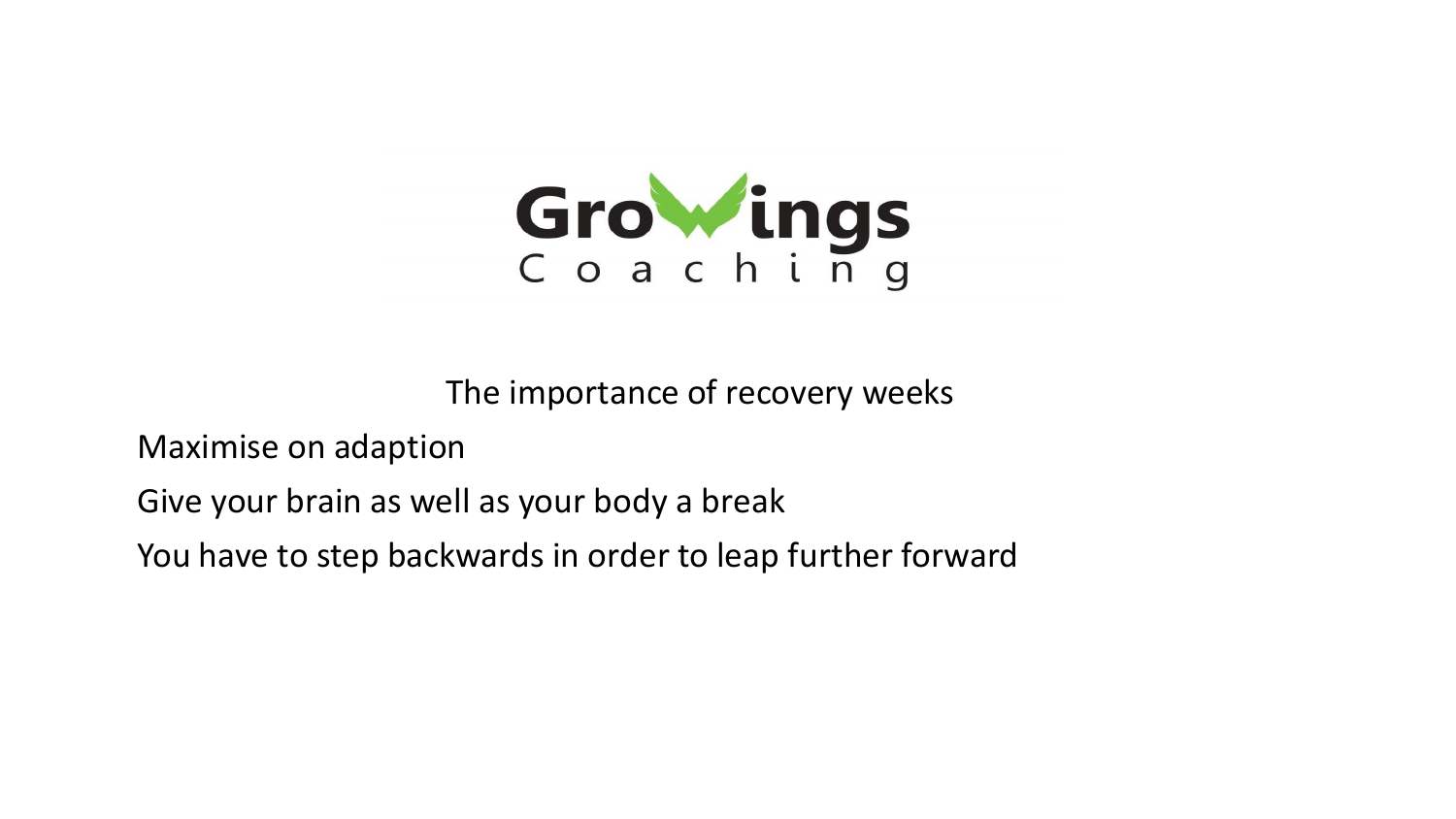GroWings Coaching

## The importance of recovery weeks

Maximise on adaption

Give your brain as well as your body a break

You have to step backwards in order to leap further forward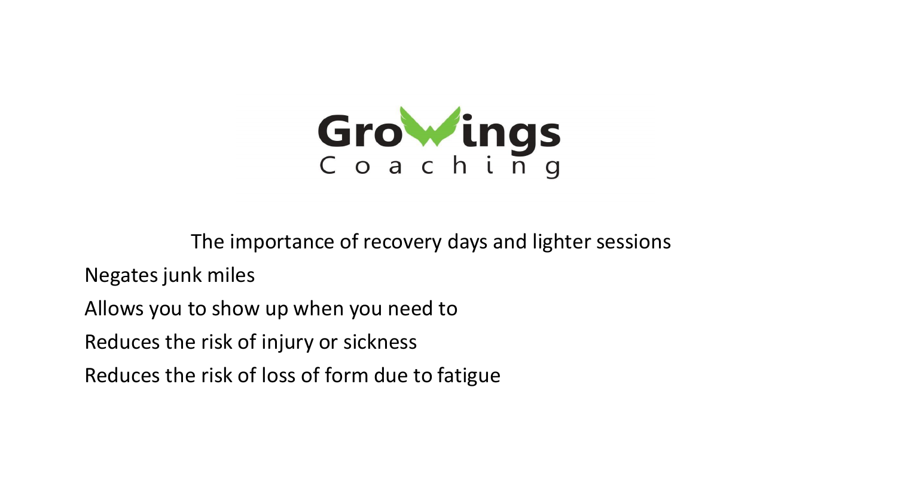GroWings Coaching

## The importance of recovery days and lighter sessions

Negates junk miles

Allows you to show up when you need to

Reduces the risk of injury or sickness

Reduces the risk of loss of form due to fatigue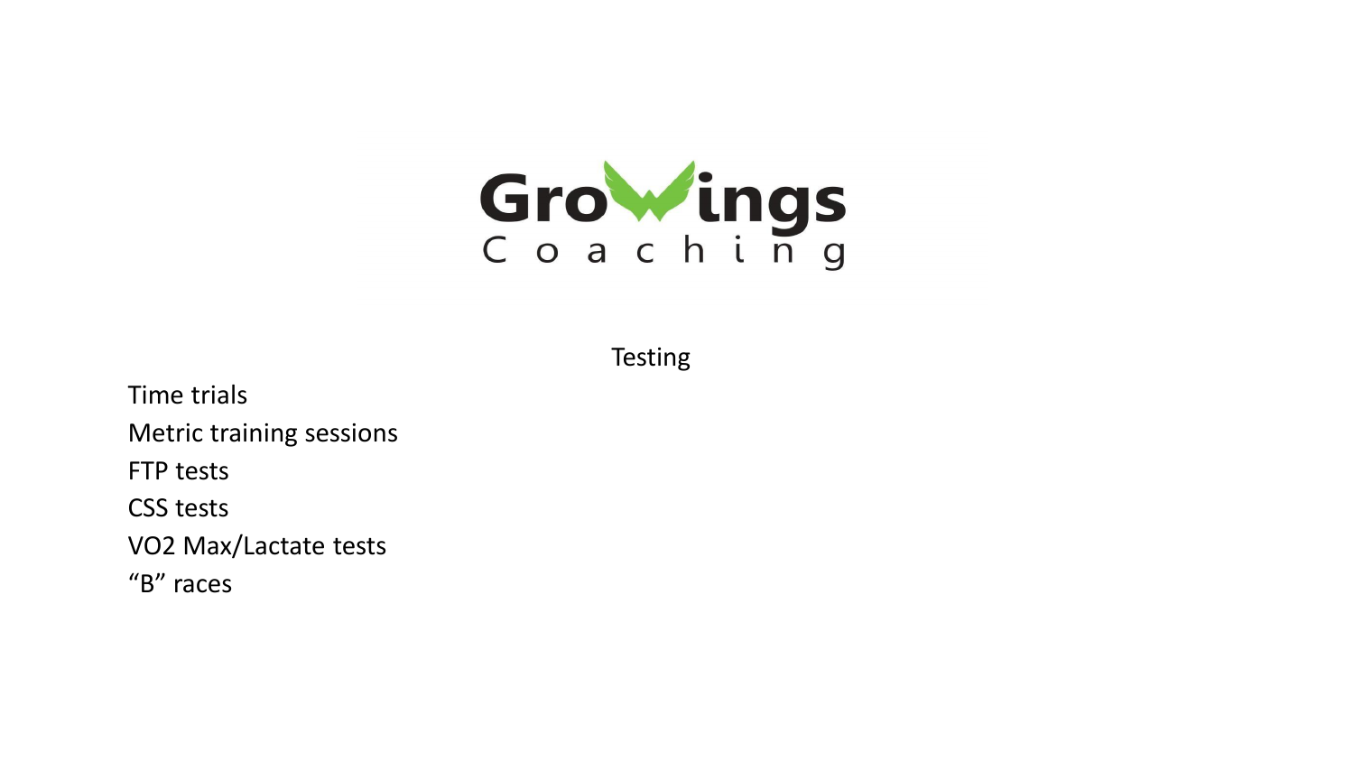GroWings Coaching

## Testing

- Time trials
- Metric training sessions
- FTP tests
- CSS tests
- VO2 Max/Lactate tests
- “B” races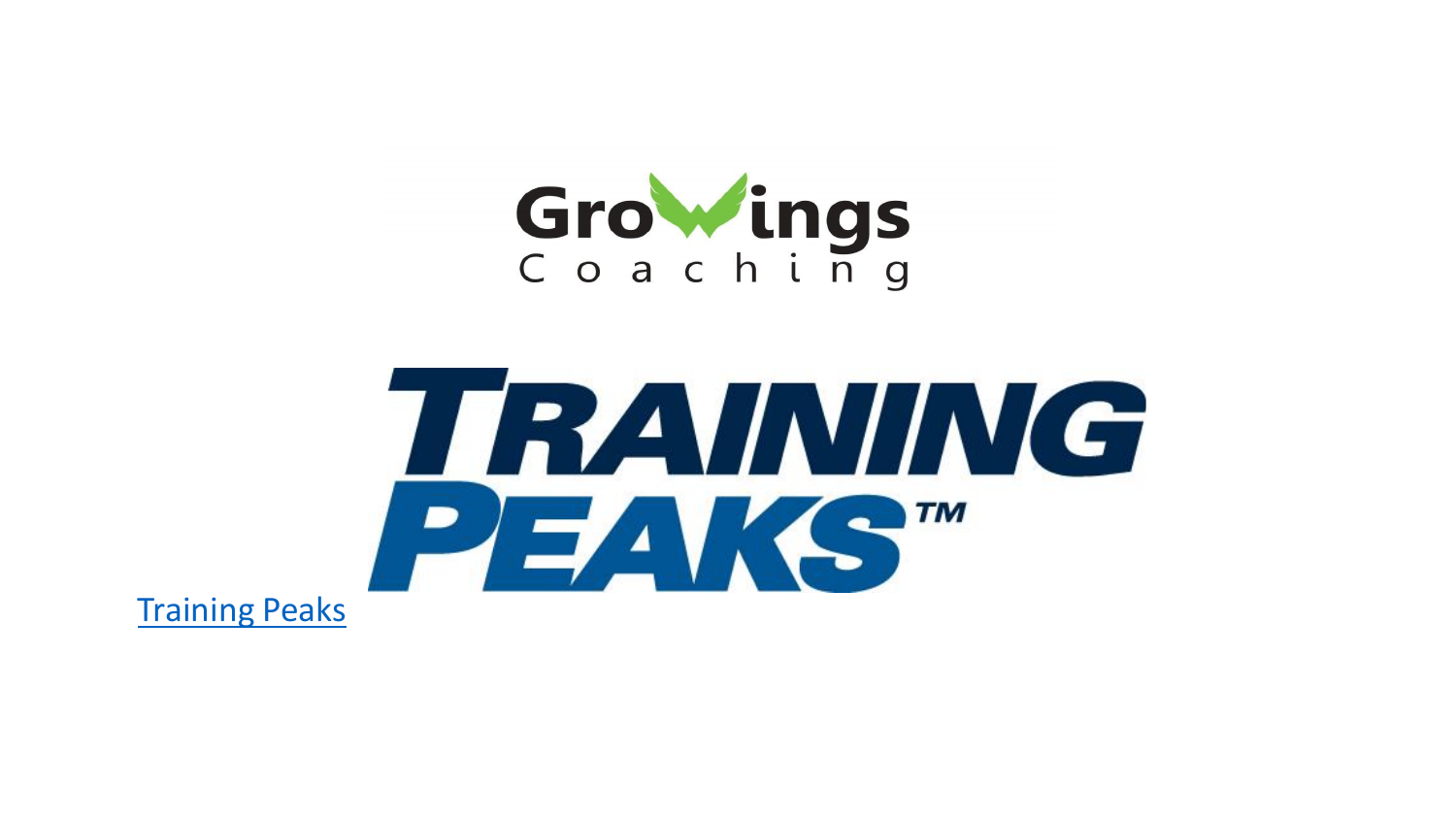Growings
Coaching

TRAINING PEAKS™

Training Peaks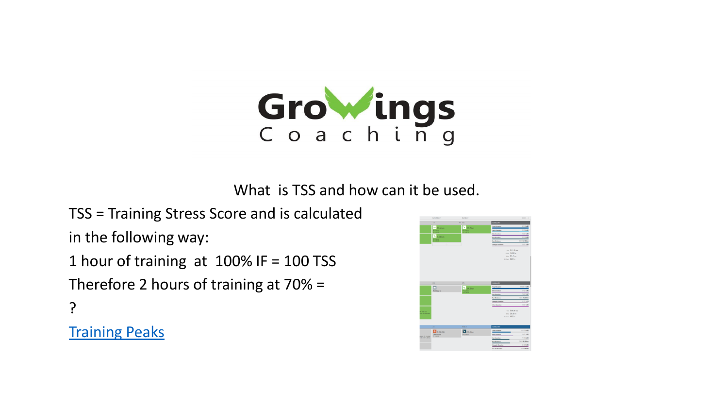Gro ings

Coaching

What is TSS and how can it be used.

TSS = Training Stress Score and is calculated in the following way:

1 hour of training at 100% IF = 100 TSS

Therefore 2 hours of training at 70% =

?

Training Peaks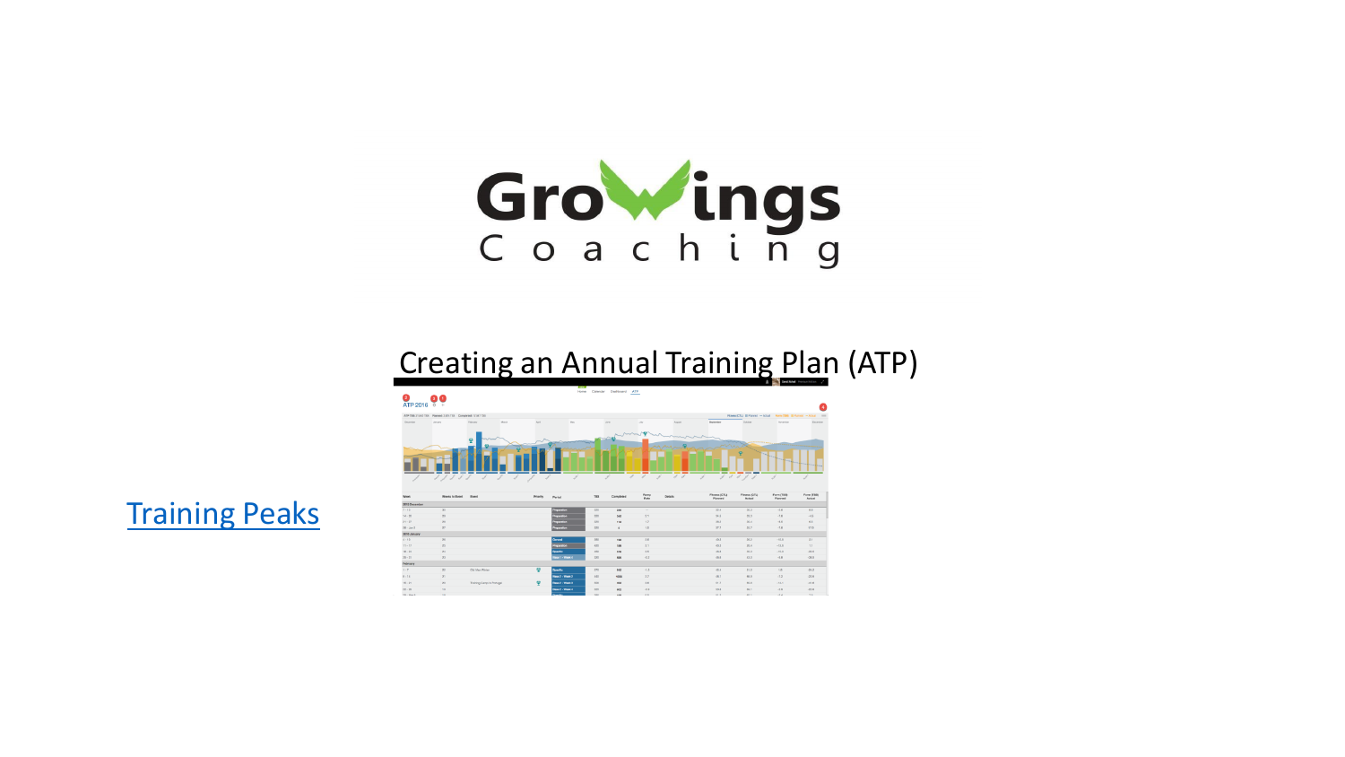Growings Coaching

# Creating an Annual Training Plan (ATP)

Training Peaks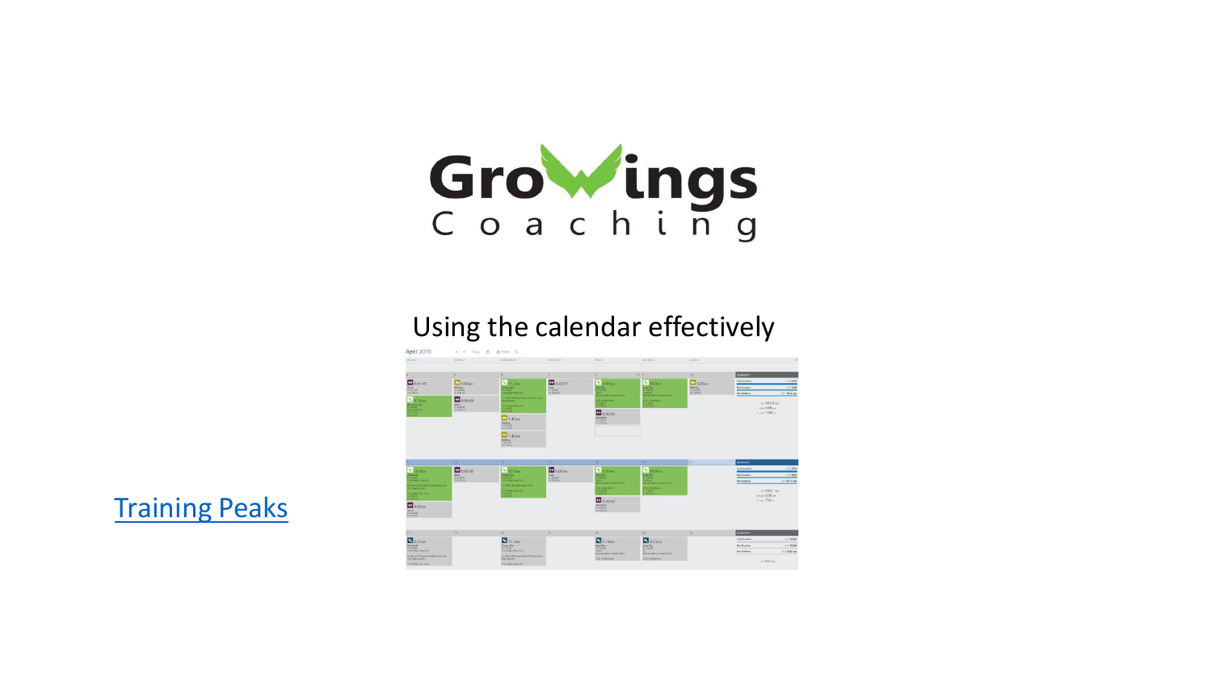GroWings Coaching

Using the calendar effectively

Training Peaks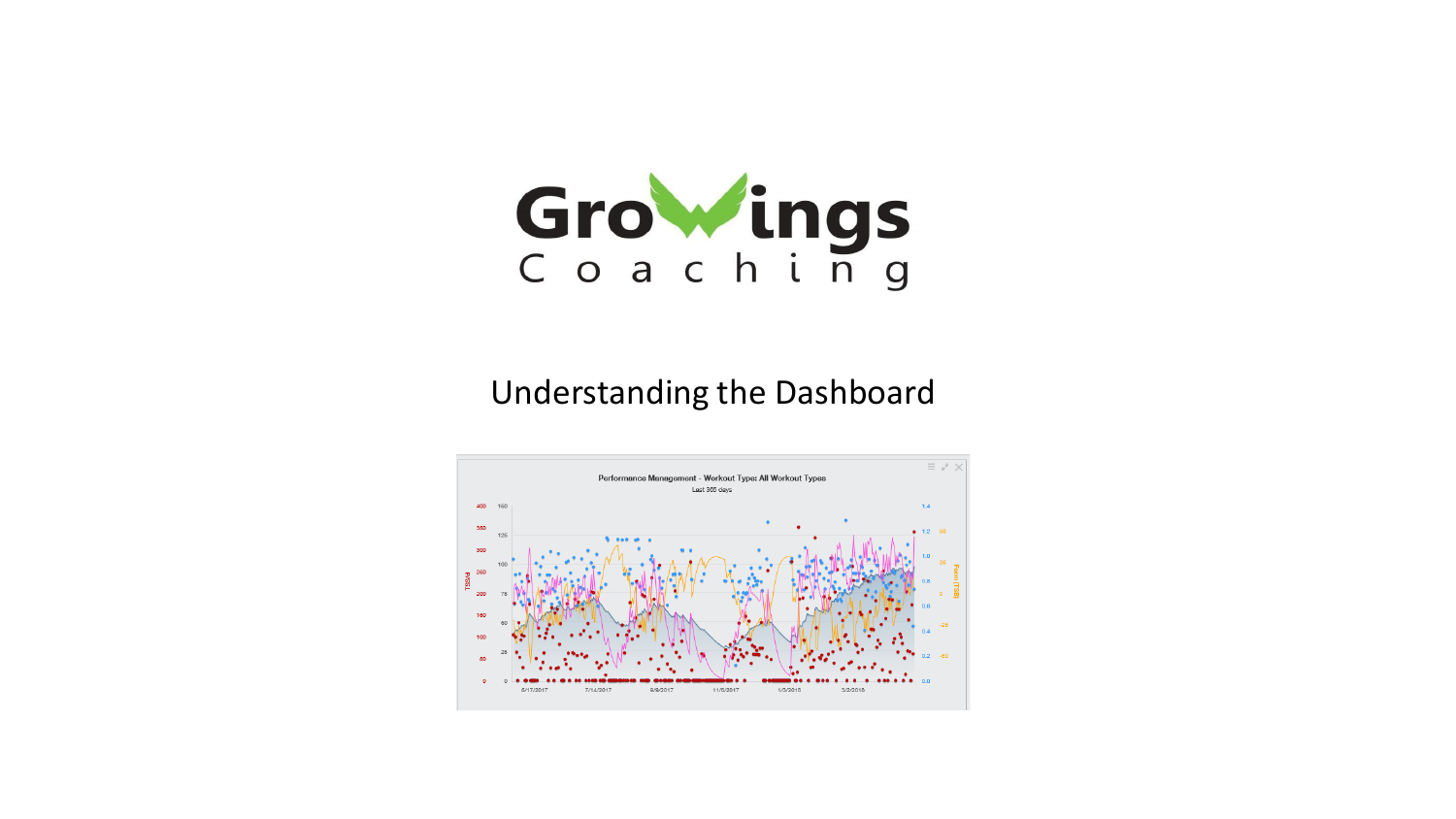Growings Coaching

# Understanding the Dashboard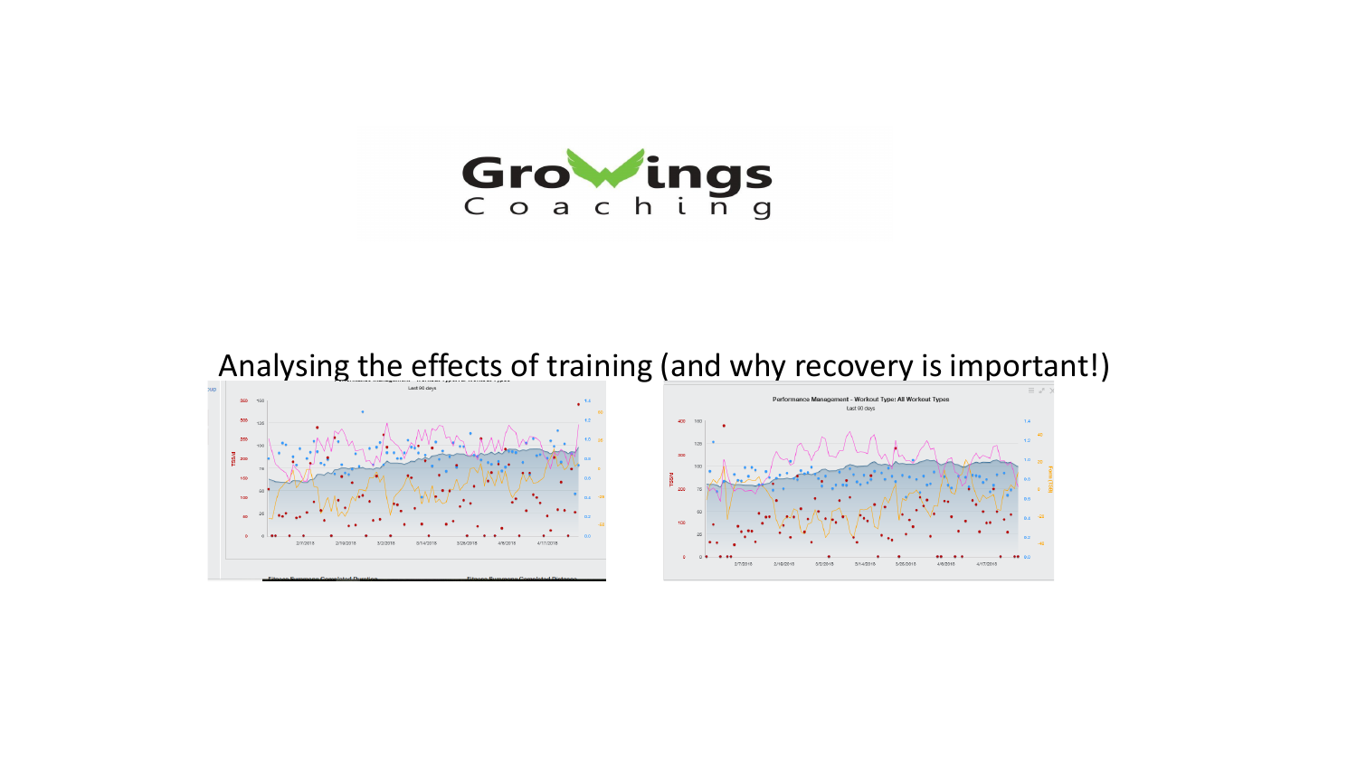Analysing the effects of training (and why recovery is important!)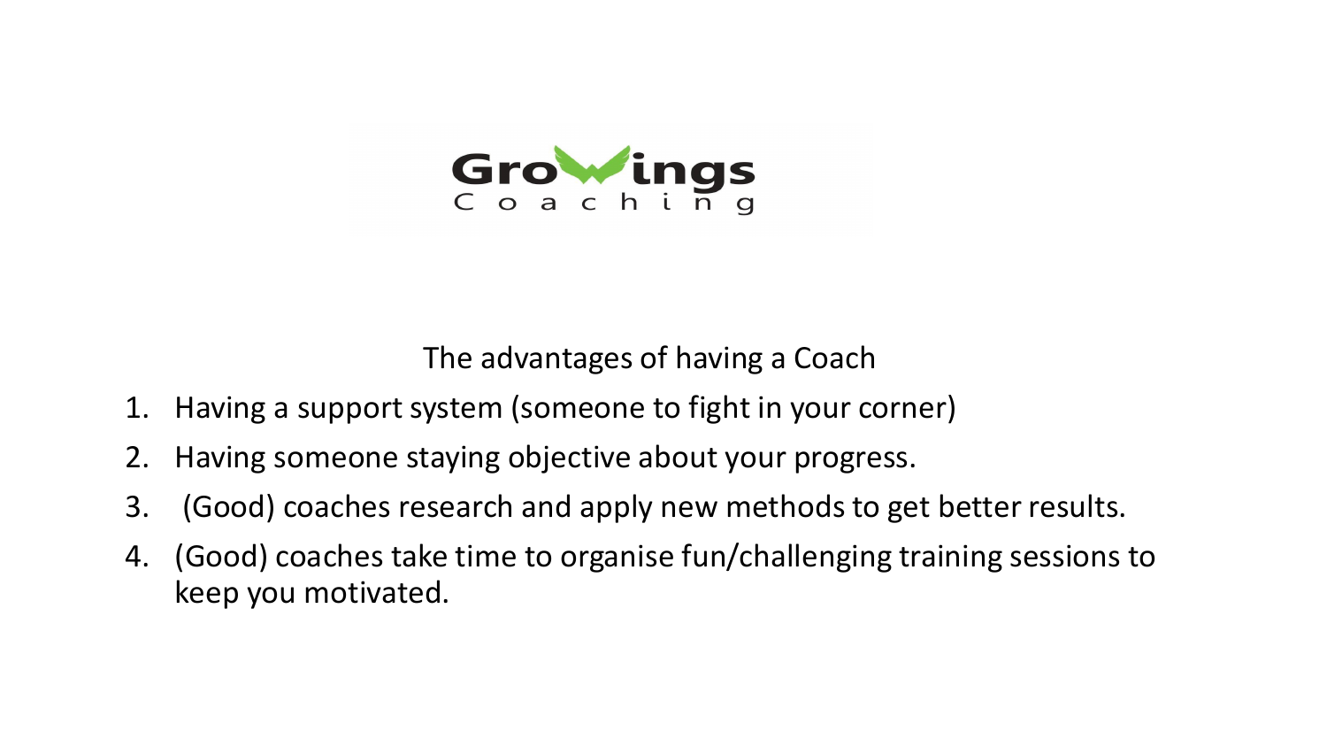GroWings Coaching

## The advantages of having a Coach

1. Having a support system (someone to fight in your corner)
2. Having someone staying objective about your progress.
3. (Good) coaches research and apply new methods to get better results.
4. (Good) coaches take time to organise fun/challenging training sessions to keep you motivated.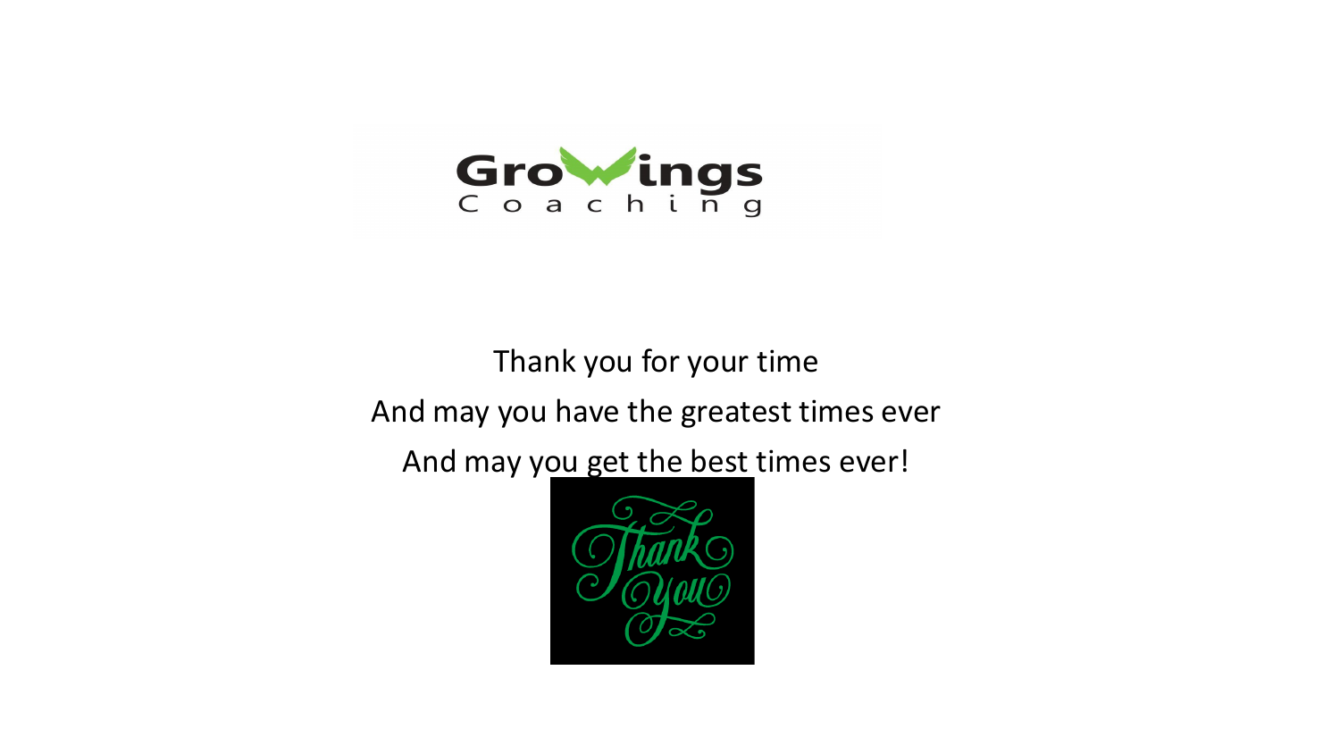Thank you for your time

And may you have the greatest times ever

And may you get the best times ever!